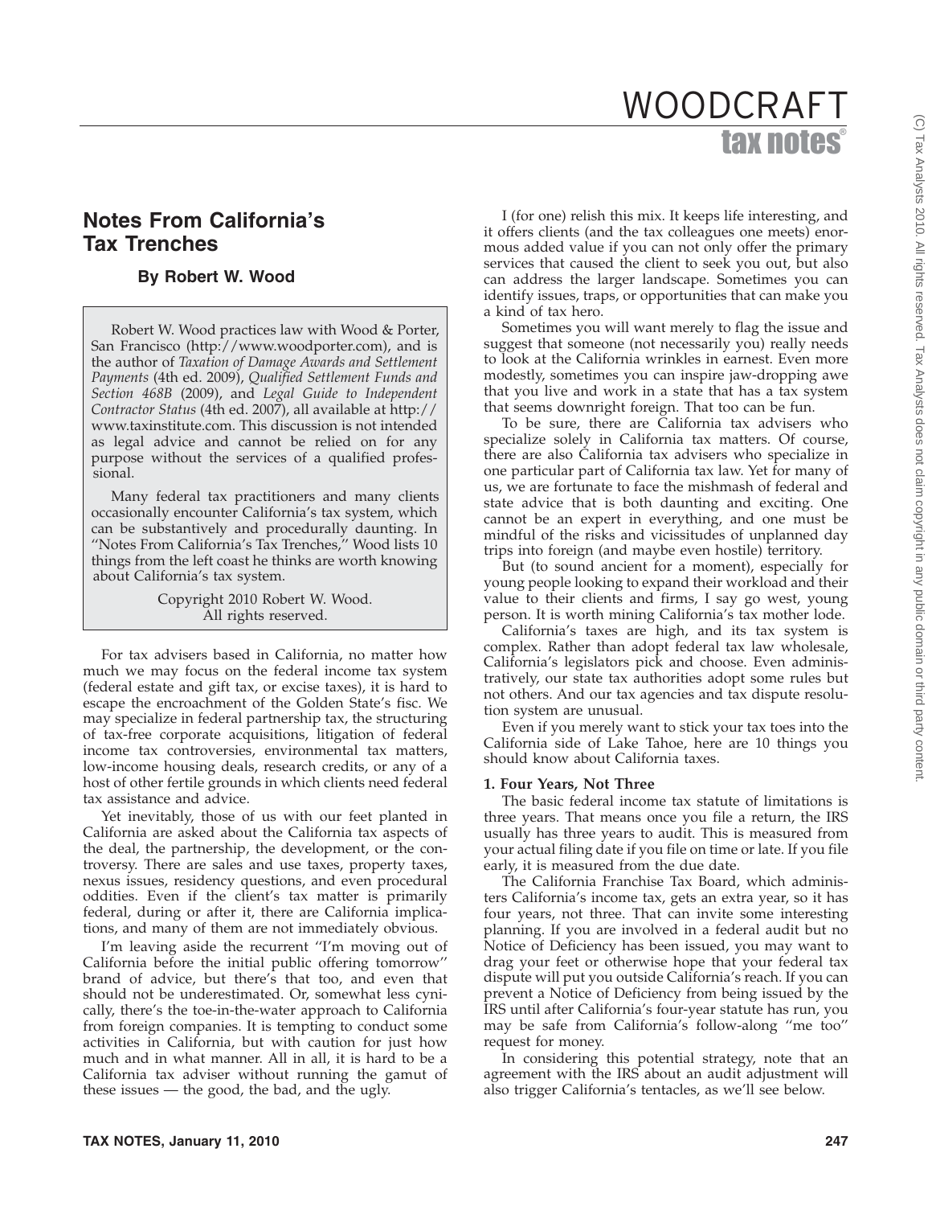# Notes From California's Tax Trenches

### By Robert W. Wood

Robert W. Wood practices law with Wood & Porter, San Francisco (http://www.woodporter.com), and is the author of *Taxation of Damage Awards and Settlement Payments* (4th ed. 2009), *Qualified Settlement Funds and Section 468B* (2009), and *Legal Guide to Independent Contractor Status* (4th ed. 2007), all available at http://www.taxinstitute.com. This discussion is not intended as legal advice and cannot be relied on for any purpose without the services of a qualified professional.

Many federal tax practitioners and many clients occasionally encounter California's tax system, which can be substantively and procedurally daunting. In ''Notes From California's Tax Trenches,'' Wood lists 10 things from the left coast he thinks are worth knowing about California's tax system.

Copyright 2010 Robert W. Wood.
All rights reserved.

For tax advisers based in California, no matter how much we may focus on the federal income tax system (federal estate and gift tax, or excise taxes), it is hard to escape the encroachment of the Golden State's fisc. We may specialize in federal partnership tax, the structuring of tax-free corporate acquisitions, litigation of federal income tax controversies, environmental tax matters, low-income housing deals, research credits, or any of a host of other fertile grounds in which clients need federal tax assistance and advice.

Yet inevitably, those of us with our feet planted in California are asked about the California tax aspects of the deal, the partnership, the development, or the controversy. There are sales and use taxes, property taxes, nexus issues, residency questions, and even procedural oddities. Even if the client's tax matter is primarily federal, during or after it, there are California implications, and many of them are not immediately obvious.

I'm leaving aside the recurrent ''I'm moving out of California before the initial public offering tomorrow'' brand of advice, but there's that too, and even that should not be underestimated. Or, somewhat less cynically, there's the toe-in-the-water approach to California from foreign companies. It is tempting to conduct some activities in California, but with caution for just how much and in what manner. All in all, it is hard to be a California tax adviser without running the gamut of these issues — the good, the bad, and the ugly.

I (for one) relish this mix. It keeps life interesting, and it offers clients (and the tax colleagues one meets) enormous added value if you can not only offer the primary services that caused the client to seek you out, but also can address the larger landscape. Sometimes you can identify issues, traps, or opportunities that can make you a kind of tax hero.

Sometimes you will want merely to flag the issue and suggest that someone (not necessarily you) really needs to look at the California wrinkles in earnest. Even more modestly, sometimes you can inspire jaw-dropping awe that you live and work in a state that has a tax system that seems downright foreign. That too can be fun.

To be sure, there are California tax advisers who specialize solely in California tax matters. Of course, there are also California tax advisers who specialize in one particular part of California tax law. Yet for many of us, we are fortunate to face the mishmash of federal and state advice that is both daunting and exciting. One cannot be an expert in everything, and one must be mindful of the risks and vicissitudes of unplanned day trips into foreign (and maybe even hostile) territory.

But (to sound ancient for a moment), especially for young people looking to expand their workload and their value to their clients and firms, I say go west, young person. It is worth mining California's tax mother lode.

California's taxes are high, and its tax system is complex. Rather than adopt federal tax law wholesale, California's legislators pick and choose. Even administratively, our state tax authorities adopt some rules but not others. And our tax agencies and tax dispute resolution system are unusual.

Even if you merely want to stick your tax toes into the California side of Lake Tahoe, here are 10 things you should know about California taxes.

**1. Four Years, Not Three**

The basic federal income tax statute of limitations is three years. That means once you file a return, the IRS usually has three years to audit. This is measured from your actual filing date if you file on time or late. If you file early, it is measured from the due date.

The California Franchise Tax Board, which administers California's income tax, gets an extra year, so it has four years, not three. That can invite some interesting planning. If you are involved in a federal audit but no Notice of Deficiency has been issued, you may want to drag your feet or otherwise hope that your federal tax dispute will put you outside California's reach. If you can prevent a Notice of Deficiency from being issued by the IRS until after California's four-year statute has run, you may be safe from California's follow-along ''me too'' request for money.

In considering this potential strategy, note that an agreement with the IRS about an audit adjustment will also trigger California's tentacles, as we'll see below.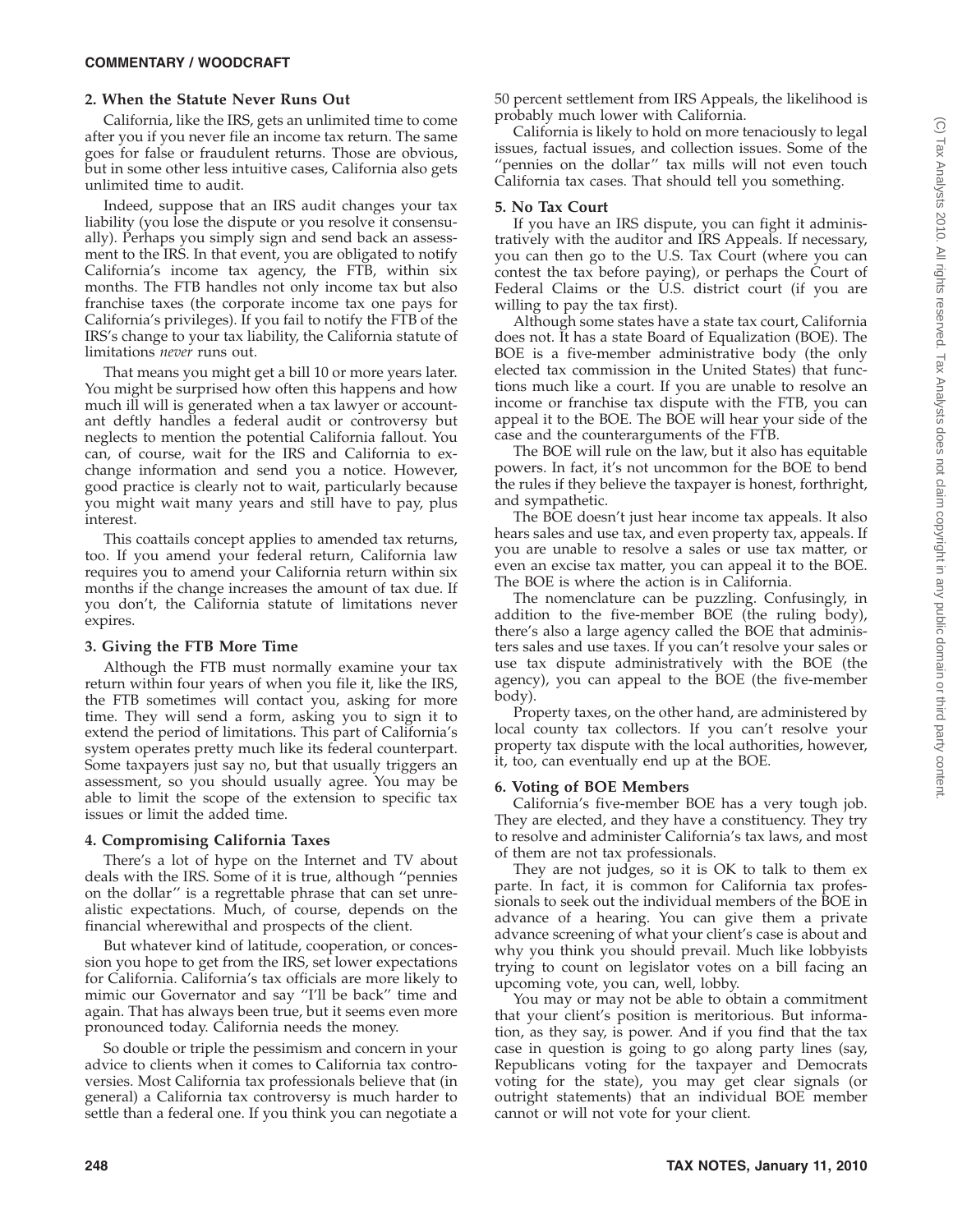### 2. When the Statute Never Runs Out

California, like the IRS, gets an unlimited time to come after you if you never file an income tax return. The same goes for false or fraudulent returns. Those are obvious, but in some other less intuitive cases, California also gets unlimited time to audit.

Indeed, suppose that an IRS audit changes your tax liability (you lose the dispute or you resolve it consensually). Perhaps you simply sign and send back an assessment to the IRS. In that event, you are obligated to notify California's income tax agency, the FTB, within six months. The FTB handles not only income tax but also franchise taxes (the corporate income tax one pays for California's privileges). If you fail to notify the FTB of the IRS's change to your tax liability, the California statute of limitations *never* runs out.

That means you might get a bill 10 or more years later. You might be surprised how often this happens and how much ill will is generated when a tax lawyer or accountant deftly handles a federal audit or controversy but neglects to mention the potential California fallout. You can, of course, wait for the IRS and California to exchange information and send you a notice. However, good practice is clearly not to wait, particularly because you might wait many years and still have to pay, plus interest.

This coattails concept applies to amended tax returns, too. If you amend your federal return, California law requires you to amend your California return within six months if the change increases the amount of tax due. If you don't, the California statute of limitations never expires.

### 3. Giving the FTB More Time

Although the FTB must normally examine your tax return within four years of when you file it, like the IRS, the FTB sometimes will contact you, asking for more time. They will send a form, asking you to sign it to extend the period of limitations. This part of California's system operates pretty much like its federal counterpart. Some taxpayers just say no, but that usually triggers an assessment, so you should usually agree. You may be able to limit the scope of the extension to specific tax issues or limit the added time.

### 4. Compromising California Taxes

There's a lot of hype on the Internet and TV about deals with the IRS. Some of it is true, although ''pennies on the dollar'' is a regrettable phrase that can set unrealistic expectations. Much, of course, depends on the financial wherewithal and prospects of the client.

But whatever kind of latitude, cooperation, or concession you hope to get from the IRS, set lower expectations for California. California's tax officials are more likely to mimic our Governator and say ''I'll be back'' time and again. That has always been true, but it seems even more pronounced today. California needs the money.

So double or triple the pessimism and concern in your advice to clients when it comes to California tax controversies. Most California tax professionals believe that (in general) a California tax controversy is much harder to settle than a federal one. If you think you can negotiate a 50 percent settlement from IRS Appeals, the likelihood is probably much lower with California.

California is likely to hold on more tenaciously to legal issues, factual issues, and collection issues. Some of the ''pennies on the dollar'' tax mills will not even touch California tax cases. That should tell you something.

### 5. No Tax Court

If you have an IRS dispute, you can fight it administratively with the auditor and IRS Appeals. If necessary, you can then go to the U.S. Tax Court (where you can contest the tax before paying), or perhaps the Court of Federal Claims or the U.S. district court (if you are willing to pay the tax first).

Although some states have a state tax court, California does not. It has a state Board of Equalization (BOE). The BOE is a five-member administrative body (the only elected tax commission in the United States) that functions much like a court. If you are unable to resolve an income or franchise tax dispute with the FTB, you can appeal it to the BOE. The BOE will hear your side of the case and the counterarguments of the FTB.

The BOE will rule on the law, but it also has equitable powers. In fact, it's not uncommon for the BOE to bend the rules if they believe the taxpayer is honest, forthright, and sympathetic.

The BOE doesn't just hear income tax appeals. It also hears sales and use tax, and even property tax, appeals. If you are unable to resolve a sales or use tax matter, or even an excise tax matter, you can appeal it to the BOE. The BOE is where the action is in California.

The nomenclature can be puzzling. Confusingly, in addition to the five-member BOE (the ruling body), there's also a large agency called the BOE that administers sales and use taxes. If you can't resolve your sales or use tax dispute administratively with the BOE (the agency), you can appeal to the BOE (the five-member body).

Property taxes, on the other hand, are administered by local county tax collectors. If you can't resolve your property tax dispute with the local authorities, however, it, too, can eventually end up at the BOE.

### 6. Voting of BOE Members

California's five-member BOE has a very tough job. They are elected, and they have a constituency. They try to resolve and administer California's tax laws, and most of them are not tax professionals.

They are not judges, so it is OK to talk to them ex parte. In fact, it is common for California tax professionals to seek out the individual members of the BOE in advance of a hearing. You can give them a private advance screening of what your client's case is about and why you think you should prevail. Much like lobbyists trying to count on legislator votes on a bill facing an upcoming vote, you can, well, lobby.

You may or may not be able to obtain a commitment that your client's position is meritorious. But information, as they say, is power. And if you find that the tax case in question is going to go along party lines (say, Republicans voting for the taxpayer and Democrats voting for the state), you may get clear signals (or outright statements) that an individual BOE member cannot or will not vote for your client.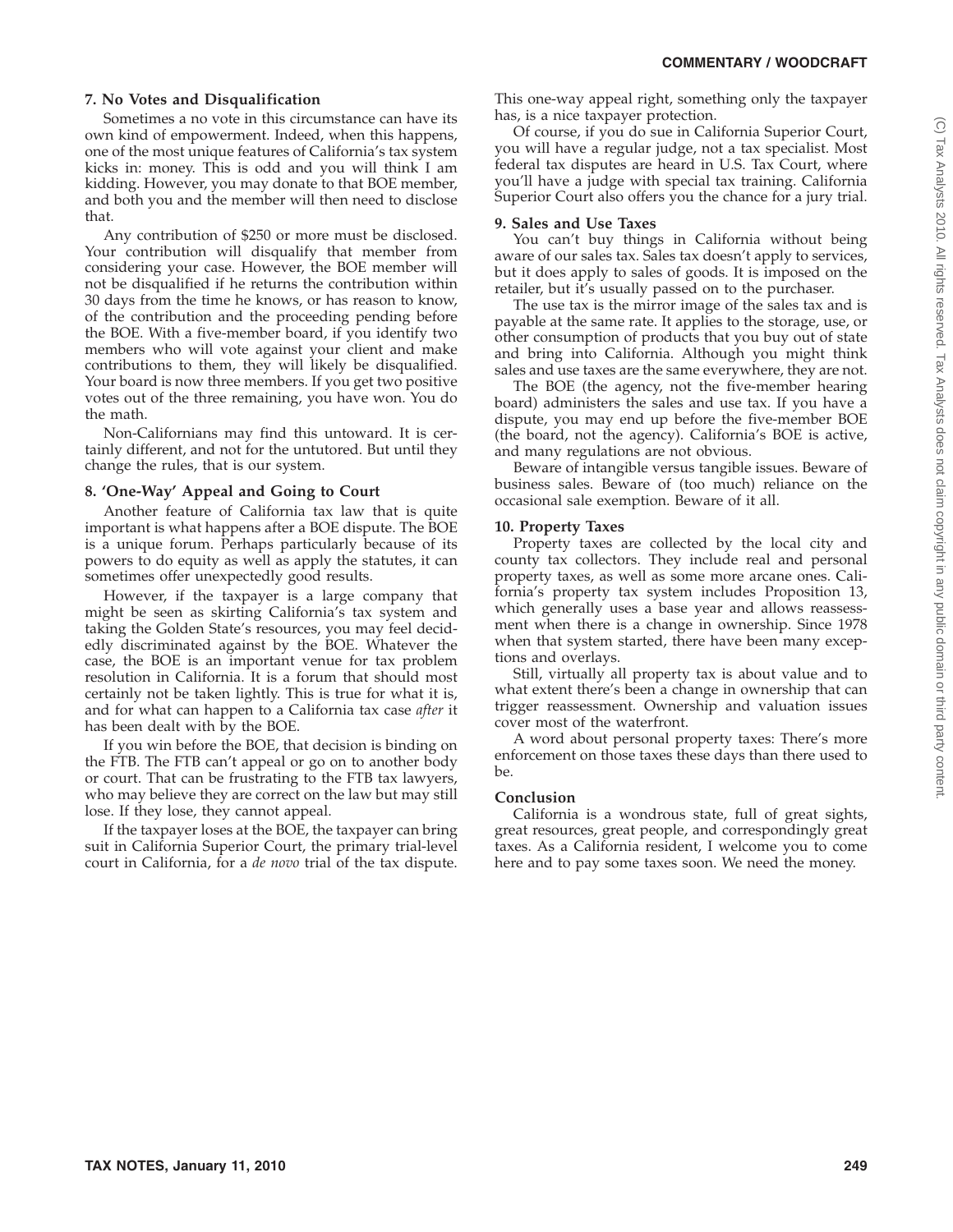### 7. No Votes and Disqualification

Sometimes a no vote in this circumstance can have its own kind of empowerment. Indeed, when this happens, one of the most unique features of California's tax system kicks in: money. This is odd and you will think I am kidding. However, you may donate to that BOE member, and both you and the member will then need to disclose that.

Any contribution of $250 or more must be disclosed. Your contribution will disqualify that member from considering your case. However, the BOE member will not be disqualified if he returns the contribution within 30 days from the time he knows, or has reason to know, of the contribution and the proceeding pending before the BOE. With a five-member board, if you identify two members who will vote against your client and make contributions to them, they will likely be disqualified. Your board is now three members. If you get two positive votes out of the three remaining, you have won. You do the math.

Non-Californians may find this untoward. It is certainly different, and not for the untutored. But until they change the rules, that is our system.

### 8. 'One-Way' Appeal and Going to Court

Another feature of California tax law that is quite important is what happens after a BOE dispute. The BOE is a unique forum. Perhaps particularly because of its powers to do equity as well as apply the statutes, it can sometimes offer unexpectedly good results.

However, if the taxpayer is a large company that might be seen as skirting California's tax system and taking the Golden State's resources, you may feel decidedly discriminated against by the BOE. Whatever the case, the BOE is an important venue for tax problem resolution in California. It is a forum that should most certainly not be taken lightly. This is true for what it is, and for what can happen to a California tax case *after* it has been dealt with by the BOE.

If you win before the BOE, that decision is binding on the FTB. The FTB can't appeal or go on to another body or court. That can be frustrating to the FTB tax lawyers, who may believe they are correct on the law but may still lose. If they lose, they cannot appeal.

If the taxpayer loses at the BOE, the taxpayer can bring suit in California Superior Court, the primary trial-level court in California, for a *de novo* trial of the tax dispute. This one-way appeal right, something only the taxpayer has, is a nice taxpayer protection.

Of course, if you do sue in California Superior Court, you will have a regular judge, not a tax specialist. Most federal tax disputes are heard in U.S. Tax Court, where you'll have a judge with special tax training. California Superior Court also offers you the chance for a jury trial.

### 9. Sales and Use Taxes

You can't buy things in California without being aware of our sales tax. Sales tax doesn't apply to services, but it does apply to sales of goods. It is imposed on the retailer, but it's usually passed on to the purchaser.

The use tax is the mirror image of the sales tax and is payable at the same rate. It applies to the storage, use, or other consumption of products that you buy out of state and bring into California. Although you might think sales and use taxes are the same everywhere, they are not.

The BOE (the agency, not the five-member hearing board) administers the sales and use tax. If you have a dispute, you may end up before the five-member BOE (the board, not the agency). California's BOE is active, and many regulations are not obvious.

Beware of intangible versus tangible issues. Beware of business sales. Beware of (too much) reliance on the occasional sale exemption. Beware of it all.

### 10. Property Taxes

Property taxes are collected by the local city and county tax collectors. They include real and personal property taxes, as well as some more arcane ones. California's property tax system includes Proposition 13, which generally uses a base year and allows reassessment when there is a change in ownership. Since 1978 when that system started, there have been many exceptions and overlays.

Still, virtually all property tax is about value and to what extent there's been a change in ownership that can trigger reassessment. Ownership and valuation issues cover most of the waterfront.

A word about personal property taxes: There's more enforcement on those taxes these days than there used to be.

### Conclusion

California is a wondrous state, full of great sights, great resources, great people, and correspondingly great taxes. As a California resident, I welcome you to come here and to pay some taxes soon. We need the money.